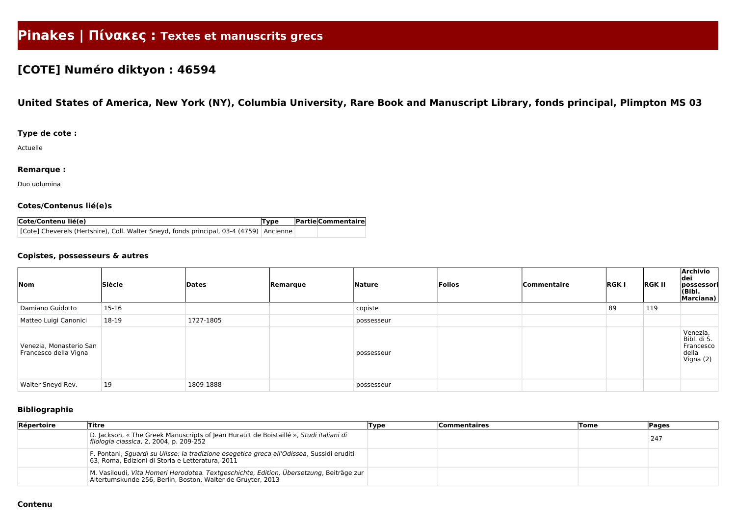# Pinakes | Πίνακες : Textes et manuscrits grecs

## [COTE] Numéro diktyon : 46594

### United States of America, New York (NY), Columbia University, Rare Book and Manuscript Library, fonds principal, Plimpton MS 03

#### Type de cote :

Actuelle

#### Remarque :

Duo uolumina

#### Cotes/Contenus lié(e)s

| Cote/Contenu lié(e) | Type | Partie | Commentaire |
|---|---|---|---|
| [Cote] Cheverels (Hertshire), Coll. Walter Sneyd, fonds principal, 03-4 (4759) | Ancienne | | |

#### Copistes, possesseurs & autres

| Nom | Siècle | Dates | Remarque | Nature | Folios | Commentaire | RGK I | RGK II | Archivio dei possessori (Bibl. Marciana) |
|---|---|---|---|---|---|---|---|---|---|
| Damiano Guidotto | 15-16 | | | copiste | | | 89 | 119 | |
| Matteo Luigi Canonici | 18-19 | 1727-1805 | | possesseur | | | | | |
| Venezia, Monasterio San Francesco della Vigna | | | | possesseur | | | | | Venezia, Bibl. di S. Francesco della Vigna (2) |
| Walter Sneyd Rev. | 19 | 1809-1888 | | possesseur | | | | | |

#### Bibliographie

| Répertoire | Titre | Type | Commentaires | Tome | Pages |
|---|---|---|---|---|---|
| | D. Jackson, « The Greek Manuscripts of Jean Hurault de Boistaillé », *Studi italiani di filologia classica*, 2, 2004, p. 209-252 | | | | 247 |
| | F. Pontani, *Sguardi su Ulisse: la tradizione esegetica greca all'Odissea*, Sussidi eruditi 63, Roma, Edizioni di Storia e Letteratura, 2011 | | | | |
| | M. Vasiloudi, *Vita Homeri Herodotea. Textgeschichte, Edition, Übersetzung*, Beiträge zur Altertumskunde 256, Berlin, Boston, Walter de Gruyter, 2013 | | | | |

#### Contenu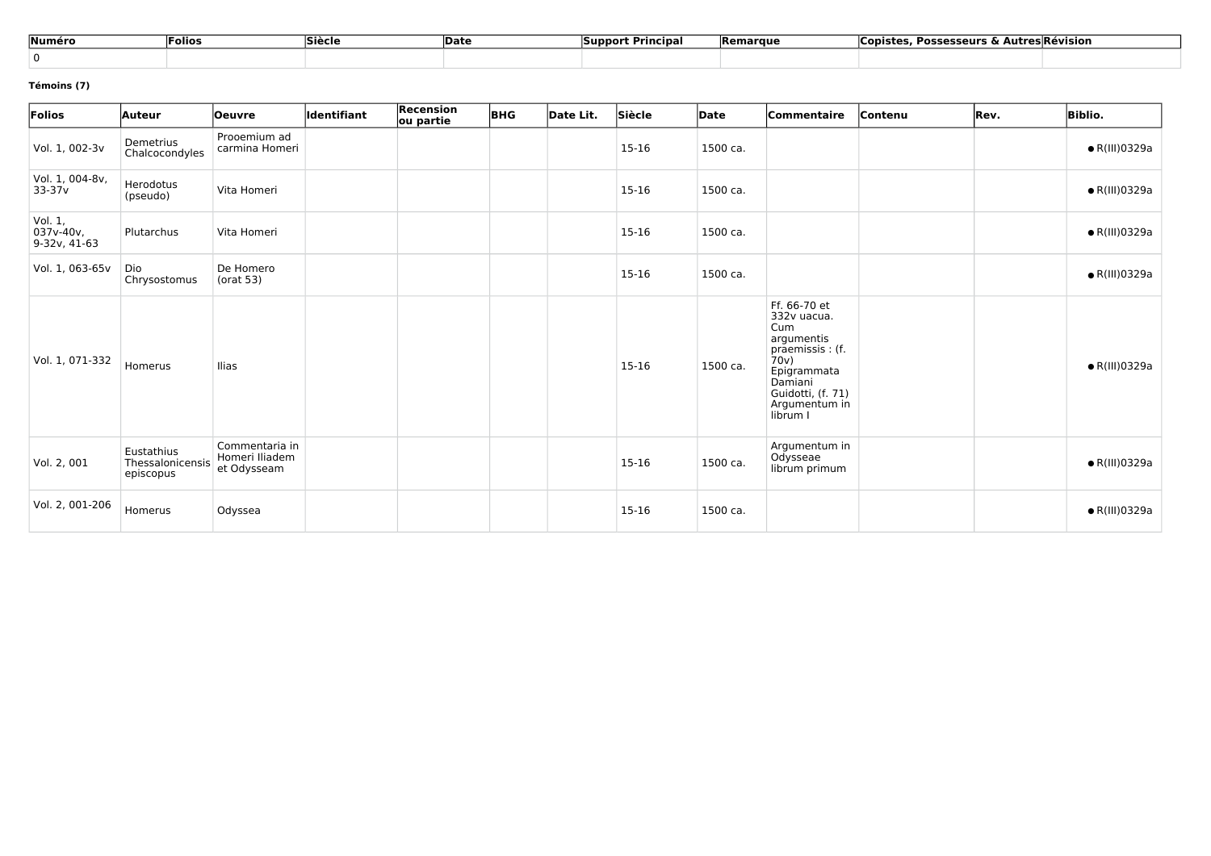| Numéro | Folios | Siècle | Date | Support Principal | Remarque | Copistes, Possesseurs & Autres | Révision |
|---|---|---|---|---|---|---|---|
| 0 | | | | | | | |

**Témoins (7)**

| Folios | Auteur | Oeuvre | Identifiant | Recension ou partie | BHG | Date Lit. | Siècle | Date | Commentaire | Contenu | Rev. | Biblio. |
|---|---|---|---|---|---|---|---|---|---|---|---|---|
| Vol. 1, 002-3v | Demetrius Chalcocondyles | Prooemium ad carmina Homeri | | | | | 15-16 | 1500 ca. | | | | • R(III)0329a |
| Vol. 1, 004-8v, 33-37v | Herodotus (pseudo) | Vita Homeri | | | | | 15-16 | 1500 ca. | | | | • R(III)0329a |
| Vol. 1, 037v-40v, 9-32v, 41-63 | Plutarchus | Vita Homeri | | | | | 15-16 | 1500 ca. | | | | • R(III)0329a |
| Vol. 1, 063-65v | Dio Chrysostomus | De Homero (orat 53) | | | | | 15-16 | 1500 ca. | | | | • R(III)0329a |
| Vol. 1, 071-332 | Homerus | Ilias | | | | | 15-16 | 1500 ca. | Ff. 66-70 et 332v uacua. Cum argumentis praemissis : (f. 70v) Epigrammata Damiani Guidotti, (f. 71) Argumentum in librum I | | | • R(III)0329a |
| Vol. 2, 001 | Eustathius Thessalonicensis episcopus | Commentaria in Homeri Iliadem et Odysseam | | | | | 15-16 | 1500 ca. | Argumentum in Odysseae librum primum | | | • R(III)0329a |
| Vol. 2, 001-206 | Homerus | Odyssea | | | | | 15-16 | 1500 ca. | | | | • R(III)0329a |